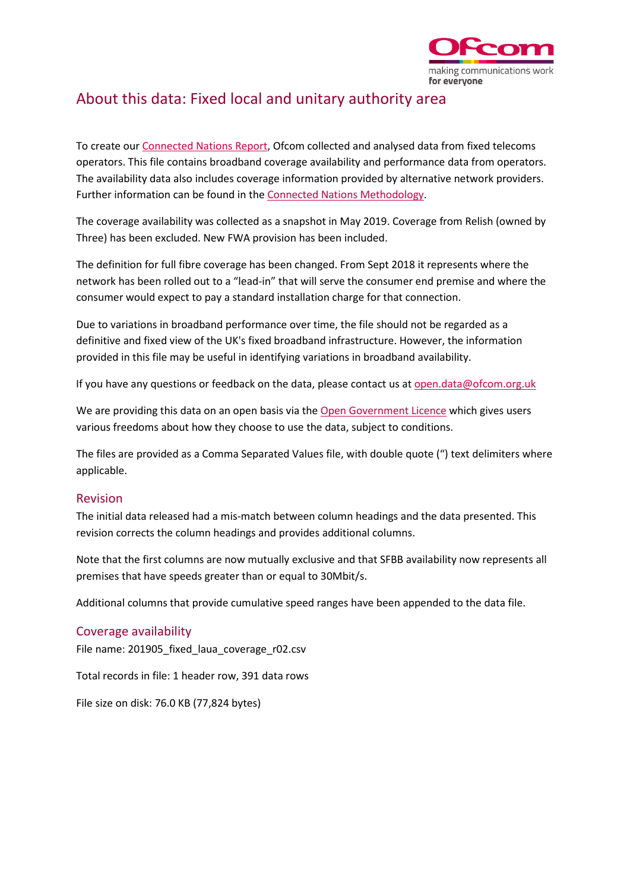# About this data: Fixed local and unitary authority area

To create our [Connected Nations Report](), Ofcom collected and analysed data from fixed telecoms operators. This file contains broadband coverage availability and performance data from operators. The availability data also includes coverage information provided by alternative network providers. Further information can be found in the [Connected Nations Methodology]().

The coverage availability was collected as a snapshot in May 2019. Coverage from Relish (owned by Three) has been excluded. New FWA provision has been included.

The definition for full fibre coverage has been changed. From Sept 2018 it represents where the network has been rolled out to a "lead-in" that will serve the consumer end premise and where the consumer would expect to pay a standard installation charge for that connection.

Due to variations in broadband performance over time, the file should not be regarded as a definitive and fixed view of the UK's fixed broadband infrastructure. However, the information provided in this file may be useful in identifying variations in broadband availability.

If you have any questions or feedback on the data, please contact us at open.data@ofcom.org.uk

We are providing this data on an open basis via the [Open Government Licence]() which gives users various freedoms about how they choose to use the data, subject to conditions.

The files are provided as a Comma Separated Values file, with double quote (") text delimiters where applicable.

## Revision

The initial data released had a mis-match between column headings and the data presented. This revision corrects the column headings and provides additional columns.

Note that the first columns are now mutually exclusive and that SFBB availability now represents all premises that have speeds greater than or equal to 30Mbit/s.

Additional columns that provide cumulative speed ranges have been appended to the data file.

## Coverage availability

File name: 201905_fixed_laua_coverage_r02.csv

Total records in file: 1 header row, 391 data rows

File size on disk: 76.0 KB (77,824 bytes)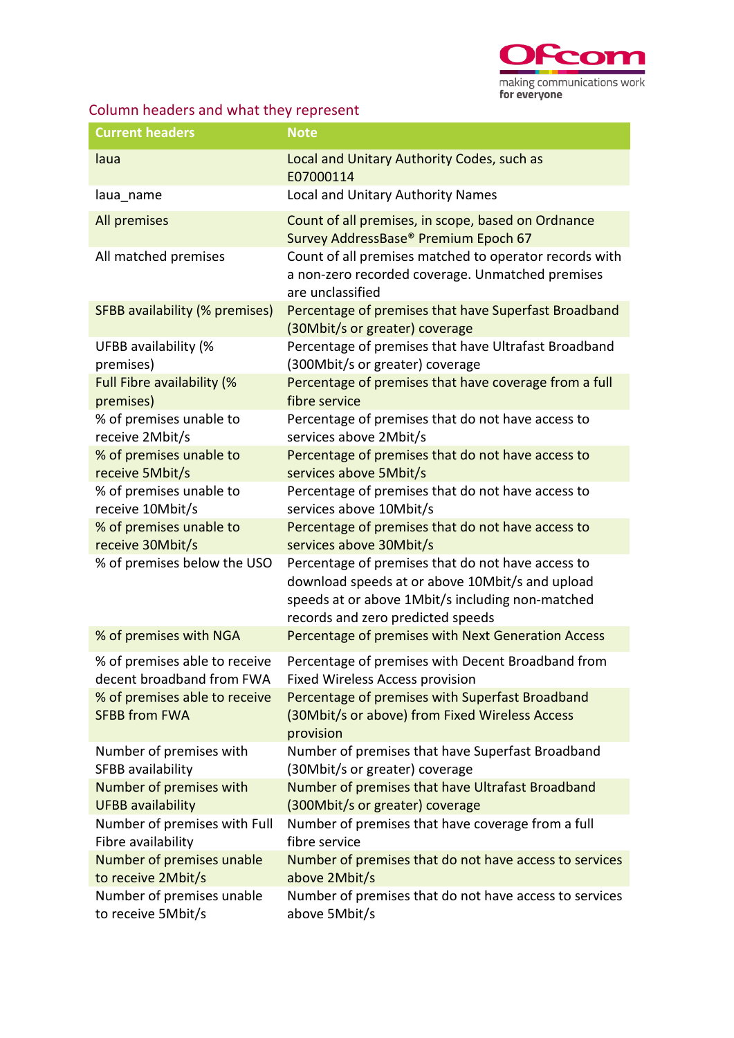## Column headers and what they represent

| Current headers | Note |
|---|---|
| laua | Local and Unitary Authority Codes, such as E07000114 |
| laua_name | Local and Unitary Authority Names |
| All premises | Count of all premises, in scope, based on Ordnance Survey AddressBase® Premium Epoch 67 |
| All matched premises | Count of all premises matched to operator records with a non-zero recorded coverage. Unmatched premises are unclassified |
| SFBB availability (% premises) | Percentage of premises that have Superfast Broadband (30Mbit/s or greater) coverage |
| UFBB availability (% premises) | Percentage of premises that have Ultrafast Broadband (300Mbit/s or greater) coverage |
| Full Fibre availability (% premises) | Percentage of premises that have coverage from a full fibre service |
| % of premises unable to receive 2Mbit/s | Percentage of premises that do not have access to services above 2Mbit/s |
| % of premises unable to receive 5Mbit/s | Percentage of premises that do not have access to services above 5Mbit/s |
| % of premises unable to receive 10Mbit/s | Percentage of premises that do not have access to services above 10Mbit/s |
| % of premises unable to receive 30Mbit/s | Percentage of premises that do not have access to services above 30Mbit/s |
| % of premises below the USO | Percentage of premises that do not have access to download speeds at or above 10Mbit/s and upload speeds at or above 1Mbit/s including non-matched records and zero predicted speeds |
| % of premises with NGA | Percentage of premises with Next Generation Access |
| % of premises able to receive decent broadband from FWA | Percentage of premises with Decent Broadband from Fixed Wireless Access provision |
| % of premises able to receive SFBB from FWA | Percentage of premises with Superfast Broadband (30Mbit/s or above) from Fixed Wireless Access provision |
| Number of premises with SFBB availability | Number of premises that have Superfast Broadband (30Mbit/s or greater) coverage |
| Number of premises with UFBB availability | Number of premises that have Ultrafast Broadband (300Mbit/s or greater) coverage |
| Number of premises with Full Fibre availability | Number of premises that have coverage from a full fibre service |
| Number of premises unable to receive 2Mbit/s | Number of premises that do not have access to services above 2Mbit/s |
| Number of premises unable to receive 5Mbit/s | Number of premises that do not have access to services above 5Mbit/s |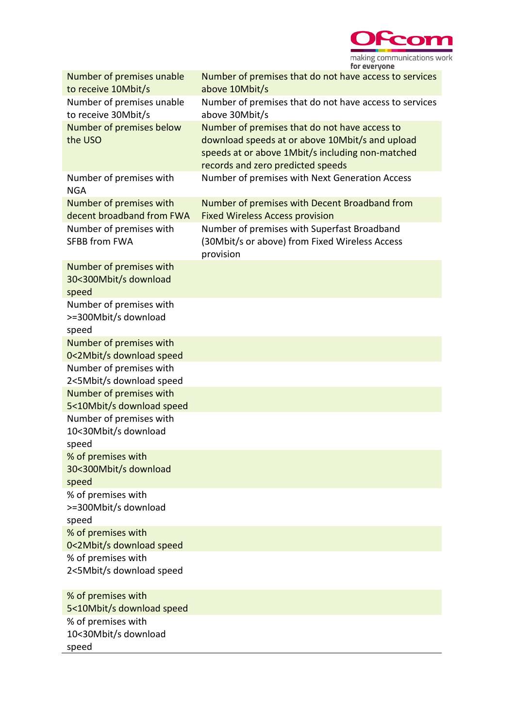| | |
|---|---|
| Number of premises unable to receive 10Mbit/s | Number of premises that do not have access to services above 10Mbit/s |
| Number of premises unable to receive 30Mbit/s | Number of premises that do not have access to services above 30Mbit/s |
| Number of premises below the USO | Number of premises that do not have access to download speeds at or above 10Mbit/s and upload speeds at or above 1Mbit/s including non-matched records and zero predicted speeds |
| Number of premises with NGA | Number of premises with Next Generation Access |
| Number of premises with decent broadband from FWA | Number of premises with Decent Broadband from Fixed Wireless Access provision |
| Number of premises with SFBB from FWA | Number of premises with Superfast Broadband (30Mbit/s or above) from Fixed Wireless Access provision |
| Number of premises with 30<300Mbit/s download speed | |
| Number of premises with >=300Mbit/s download speed | |
| Number of premises with 0<2Mbit/s download speed | |
| Number of premises with 2<5Mbit/s download speed | |
| Number of premises with 5<10Mbit/s download speed | |
| Number of premises with 10<30Mbit/s download speed | |
| % of premises with 30<300Mbit/s download speed | |
| % of premises with >=300Mbit/s download speed | |
| % of premises with 0<2Mbit/s download speed | |
| % of premises with 2<5Mbit/s download speed | |
| % of premises with 5<10Mbit/s download speed | |
| % of premises with 10<30Mbit/s download speed | |